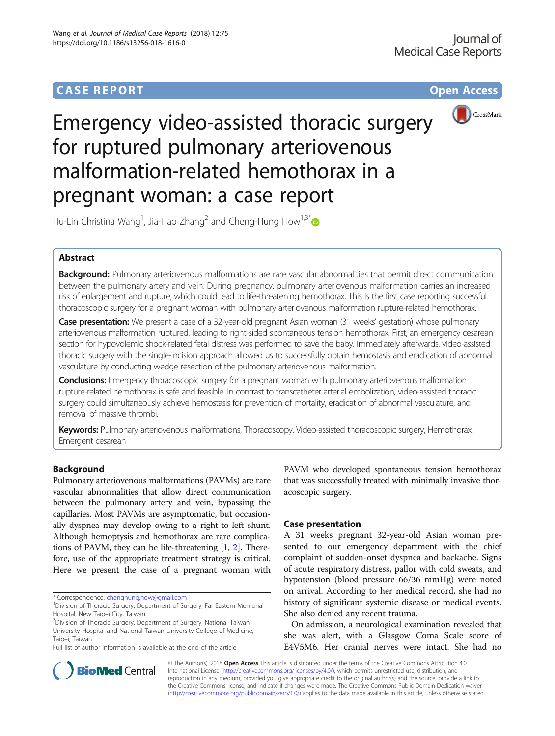# CASE REPORT

# Emergency video-assisted thoracic surgery for ruptured pulmonary arteriovenous malformation-related hemothorax in a pregnant woman: a case report

Hu-Lin Christina Wang[1], Jia-Hao Zhang[2] and Cheng-Hung How[1,3*]

## Abstract

**Background:** Pulmonary arteriovenous malformations are rare vascular abnormalities that permit direct communication between the pulmonary artery and vein. During pregnancy, pulmonary arteriovenous malformation carries an increased risk of enlargement and rupture, which could lead to life-threatening hemothorax. This is the first case reporting successful thoracoscopic surgery for a pregnant woman with pulmonary arteriovenous malformation rupture-related hemothorax.

**Case presentation:** We present a case of a 32-year-old pregnant Asian woman (31 weeks' gestation) whose pulmonary arteriovenous malformation ruptured, leading to right-sided spontaneous tension hemothorax. First, an emergency cesarean section for hypovolemic shock-related fetal distress was performed to save the baby. Immediately afterwards, video-assisted thoracic surgery with the single-incision approach allowed us to successfully obtain hemostasis and eradication of abnormal vasculature by conducting wedge resection of the pulmonary arteriovenous malformation.

**Conclusions:** Emergency thoracoscopic surgery for a pregnant woman with pulmonary arteriovenous malformation rupture-related hemothorax is safe and feasible. In contrast to transcatheter arterial embolization, video-assisted thoracic surgery could simultaneously achieve hemostasis for prevention of mortality, eradication of abnormal vasculature, and removal of massive thrombi.

**Keywords:** Pulmonary arteriovenous malformations, Thoracoscopy, Video-assisted thoracoscopic surgery, Hemothorax, Emergent cesarean

## Background

Pulmonary arteriovenous malformations (PAVMs) are rare vascular abnormalities that allow direct communication between the pulmonary artery and vein, bypassing the capillaries. Most PAVMs are asymptomatic, but occasionally dyspnea may develop owing to a right-to-left shunt. Although hemoptysis and hemothorax are rare complications of PAVM, they can be life-threatening [1, 2]. Therefore, use of the appropriate treatment strategy is critical. Here we present the case of a pregnant woman with PAVM who developed spontaneous tension hemothorax that was successfully treated with minimally invasive thoracoscopic surgery.

## Case presentation

A 31 weeks pregnant 32-year-old Asian woman presented to our emergency department with the chief complaint of sudden-onset dyspnea and backache. Signs of acute respiratory distress, pallor with cold sweats, and hypotension (blood pressure 66/36 mmHg) were noted on arrival. According to her medical record, she had no history of significant systemic disease or medical events. She also denied any recent trauma.

On admission, a neurological examination revealed that she was alert, with a Glasgow Coma Scale score of E4V5M6. Her cranial nerves were intact. She had no

---

* Correspondence: chenghung.how@gmail.com
[1] Division of Thoracic Surgery, Department of Surgery, Far Eastern Memorial Hospital, New Taipei City, Taiwan
[3] Division of Thoracic Surgery, Department of Surgery, National Taiwan University Hospital and National Taiwan University College of Medicine, Taipei, Taiwan
Full list of author information is available at the end of the article

© The Author(s). 2018 **Open Access** This article is distributed under the terms of the Creative Commons Attribution 4.0 International License (http://creativecommons.org/licenses/by/4.0/), which permits unrestricted use, distribution, and reproduction in any medium, provided you give appropriate credit to the original author(s) and the source, provide a link to the Creative Commons license, and indicate if changes were made. The Creative Commons Public Domain Dedication waiver (http://creativecommons.org/publicdomain/zero/1.0/) applies to the data made available in this article, unless otherwise stated.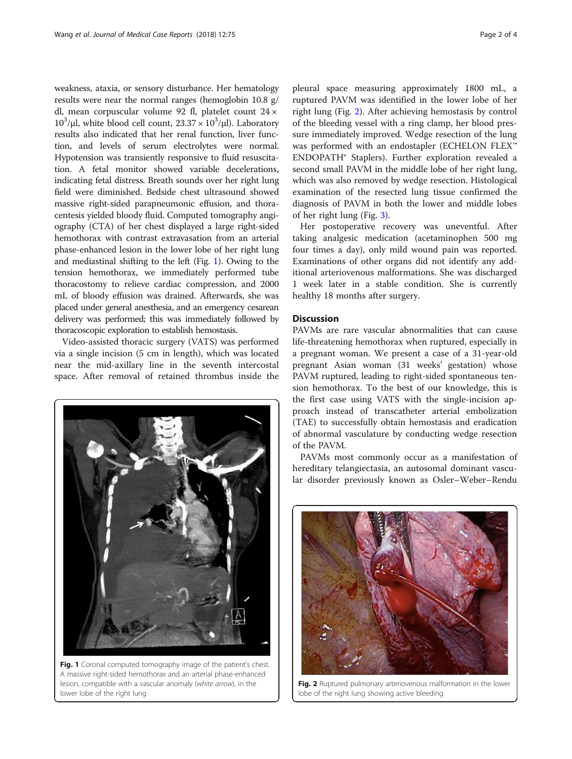weakness, ataxia, or sensory disturbance. Her hematology results were near the normal ranges (hemoglobin 10.8 g/dl, mean corpuscular volume 92 fl, platelet count $24 \times 10^3/\mu l$, white blood cell count, $23.37 \times 10^3/\mu l$). Laboratory results also indicated that her renal function, liver function, and levels of serum electrolytes were normal. Hypotension was transiently responsive to fluid resuscitation. A fetal monitor showed variable decelerations, indicating fetal distress. Breath sounds over her right lung field were diminished. Bedside chest ultrasound showed massive right-sided parapneumonic effusion, and thoracentesis yielded bloody fluid. Computed tomography angiography (CTA) of her chest displayed a large right-sided hemothorax with contrast extravasation from an arterial phase-enhanced lesion in the lower lobe of her right lung and mediastinal shifting to the left (Fig. 1). Owing to the tension hemothorax, we immediately performed tube thoracostomy to relieve cardiac compression, and 2000 mL of bloody effusion was drained. Afterwards, she was placed under general anesthesia, and an emergency cesarean delivery was performed; this was immediately followed by thoracoscopic exploration to establish hemostasis.

Video-assisted thoracic surgery (VATS) was performed via a single incision (5 cm in length), which was located near the mid-axillary line in the seventh intercostal space. After removal of retained thrombus inside the pleural space measuring approximately 1800 mL, a ruptured PAVM was identified in the lower lobe of her right lung (Fig. 2). After achieving hemostasis by control of the bleeding vessel with a ring clamp, her blood pressure immediately improved. Wedge resection of the lung was performed with an endostapler (ECHELON FLEX™ ENDOPATH® Staplers). Further exploration revealed a second small PAVM in the middle lobe of her right lung, which was also removed by wedge resection. Histological examination of the resected lung tissue confirmed the diagnosis of PAVM in both the lower and middle lobes of her right lung (Fig. 3).

Fig. 1 Coronal computed tomography image of the patient's chest. A massive right-sided hemothorax and an arterial phase-enhanced lesion, compatible with a vascular anomaly (*white arrow*), in the lower lobe of the right lung

Her postoperative recovery was uneventful. After taking analgesic medication (acetaminophen 500 mg four times a day), only mild wound pain was reported. Examinations of other organs did not identify any additional arteriovenous malformations. She was discharged 1 week later in a stable condition. She is currently healthy 18 months after surgery.

## Discussion

PAVMs are rare vascular abnormalities that can cause life-threatening hemothorax when ruptured, especially in a pregnant woman. We present a case of a 31-year-old pregnant Asian woman (31 weeks' gestation) whose PAVM ruptured, leading to right-sided spontaneous tension hemothorax. To the best of our knowledge, this is the first case using VATS with the single-incision approach instead of transcatheter arterial embolization (TAE) to successfully obtain hemostasis and eradication of abnormal vasculature by conducting wedge resection of the PAVM.

PAVMs most commonly occur as a manifestation of hereditary telangiectasia, an autosomal dominant vascular disorder previously known as Osler–Weber–Rendu

Fig. 2 Ruptured pulmonary arteriovenous malformation in the lower lobe of the right lung showing active bleeding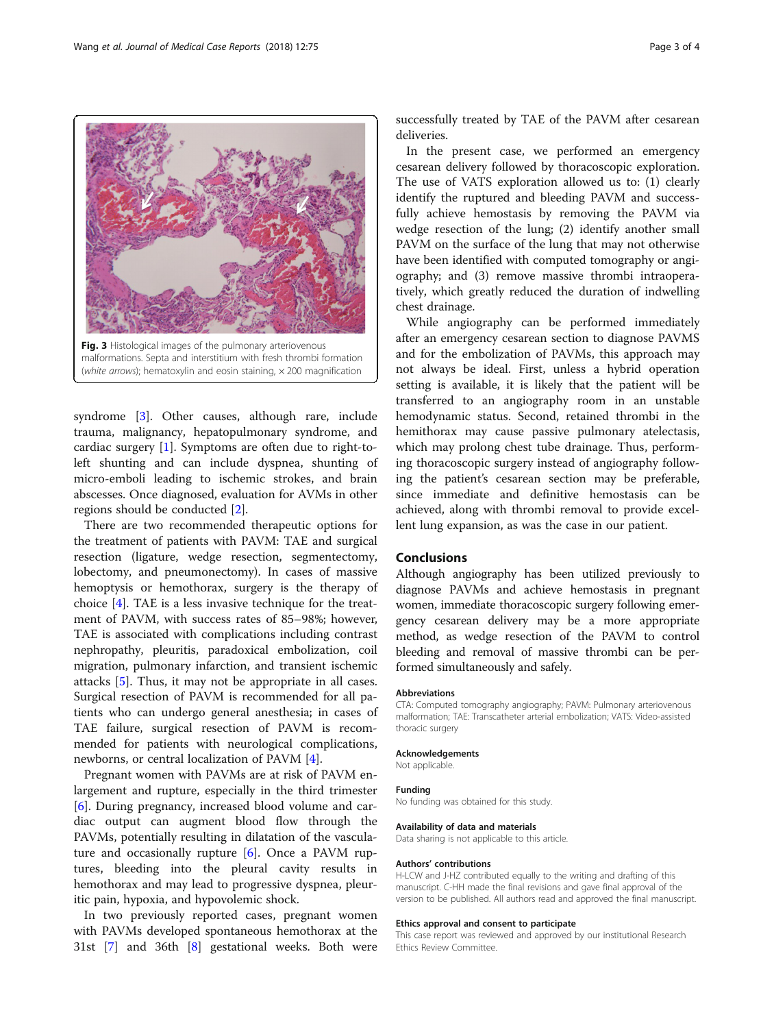**Fig. 3** Histological images of the pulmonary arteriovenous malformations. Septa and interstitium with fresh thrombi formation (*white arrows*); hematoxylin and eosin staining, × 200 magnification

syndrome [3]. Other causes, although rare, include trauma, malignancy, hepatopulmonary syndrome, and cardiac surgery [1]. Symptoms are often due to right-to-left shunting and can include dyspnea, shunting of micro-emboli leading to ischemic strokes, and brain abscesses. Once diagnosed, evaluation for AVMs in other regions should be conducted [2].

There are two recommended therapeutic options for the treatment of patients with PAVM: TAE and surgical resection (ligature, wedge resection, segmentectomy, lobectomy, and pneumonectomy). In cases of massive hemoptysis or hemothorax, surgery is the therapy of choice [4]. TAE is a less invasive technique for the treatment of PAVM, with success rates of 85–98%; however, TAE is associated with complications including contrast nephropathy, pleuritis, paradoxical embolization, coil migration, pulmonary infarction, and transient ischemic attacks [5]. Thus, it may not be appropriate in all cases. Surgical resection of PAVM is recommended for all patients who can undergo general anesthesia; in cases of TAE failure, surgical resection of PAVM is recommended for patients with neurological complications, newborns, or central localization of PAVM [4].

Pregnant women with PAVMs are at risk of PAVM enlargement and rupture, especially in the third trimester [6]. During pregnancy, increased blood volume and cardiac output can augment blood flow through the PAVMs, potentially resulting in dilatation of the vasculature and occasionally rupture [6]. Once a PAVM ruptures, bleeding into the pleural cavity results in hemothorax and may lead to progressive dyspnea, pleuritic pain, hypoxia, and hypovolemic shock.

In two previously reported cases, pregnant women with PAVMs developed spontaneous hemothorax at the 31st [7] and 36th [8] gestational weeks. Both were successfully treated by TAE of the PAVM after cesarean deliveries.

In the present case, we performed an emergency cesarean delivery followed by thoracoscopic exploration. The use of VATS exploration allowed us to: (1) clearly identify the ruptured and bleeding PAVM and successfully achieve hemostasis by removing the PAVM via wedge resection of the lung; (2) identify another small PAVM on the surface of the lung that may not otherwise have been identified with computed tomography or angiography; and (3) remove massive thrombi intraoperatively, which greatly reduced the duration of indwelling chest drainage.

While angiography can be performed immediately after an emergency cesarean section to diagnose PAVMS and for the embolization of PAVMs, this approach may not always be ideal. First, unless a hybrid operation setting is available, it is likely that the patient will be transferred to an angiography room in an unstable hemodynamic status. Second, retained thrombi in the hemithorax may cause passive pulmonary atelectasis, which may prolong chest tube drainage. Thus, performing thoracoscopic surgery instead of angiography following the patient's cesarean section may be preferable, since immediate and definitive hemostasis can be achieved, along with thrombi removal to provide excellent lung expansion, as was the case in our patient.

## Conclusions

Although angiography has been utilized previously to diagnose PAVMs and achieve hemostasis in pregnant women, immediate thoracoscopic surgery following emergency cesarean delivery may be a more appropriate method, as wedge resection of the PAVM to control bleeding and removal of massive thrombi can be performed simultaneously and safely.

### Abbreviations

CTA: Computed tomography angiography; PAVM: Pulmonary arteriovenous malformation; TAE: Transcatheter arterial embolization; VATS: Video-assisted thoracic surgery

### Acknowledgements

Not applicable.

### Funding

No funding was obtained for this study.

### Availability of data and materials

Data sharing is not applicable to this article.

### Authors' contributions

H-LCW and J-HZ contributed equally to the writing and drafting of this manuscript. C-HH made the final revisions and gave final approval of the version to be published. All authors read and approved the final manuscript.

### Ethics approval and consent to participate

This case report was reviewed and approved by our institutional Research Ethics Review Committee.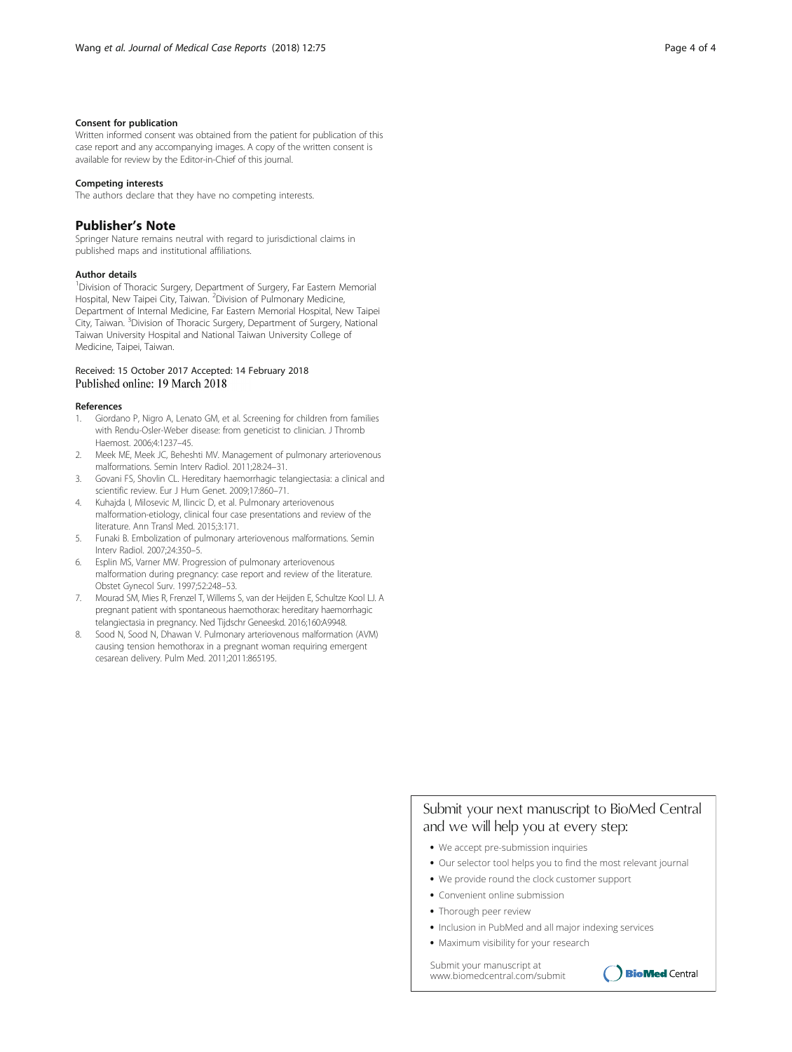#### Consent for publication

Written informed consent was obtained from the patient for publication of this case report and any accompanying images. A copy of the written consent is available for review by the Editor-in-Chief of this journal.

#### Competing interests

The authors declare that they have no competing interests.

### Publisher's Note

Springer Nature remains neutral with regard to jurisdictional claims in published maps and institutional affiliations.

#### Author details

[1]Division of Thoracic Surgery, Department of Surgery, Far Eastern Memorial Hospital, New Taipei City, Taiwan. [2]Division of Pulmonary Medicine, Department of Internal Medicine, Far Eastern Memorial Hospital, New Taipei City, Taiwan. [3]Division of Thoracic Surgery, Department of Surgery, National Taiwan University Hospital and National Taiwan University College of Medicine, Taipei, Taiwan.

Received: 15 October 2017 Accepted: 14 February 2018
Published online: 19 March 2018

#### References

1. Giordano P, Nigro A, Lenato GM, et al. Screening for children from families with Rendu-Osler-Weber disease: from geneticist to clinician. J Thromb Haemost. 2006;4:1237–45.
2. Meek ME, Meek JC, Beheshti MV. Management of pulmonary arteriovenous malformations. Semin Interv Radiol. 2011;28:24–31.
3. Govani FS, Shovlin CL. Hereditary haemorrhagic telangiectasia: a clinical and scientific review. Eur J Hum Genet. 2009;17:860–71.
4. Kuhajda I, Milosevic M, Ilincic D, et al. Pulmonary arteriovenous malformation-etiology, clinical four case presentations and review of the literature. Ann Transl Med. 2015;3:171.
5. Funaki B. Embolization of pulmonary arteriovenous malformations. Semin Interv Radiol. 2007;24:350–5.
6. Esplin MS, Varner MW. Progression of pulmonary arteriovenous malformation during pregnancy: case report and review of the literature. Obstet Gynecol Surv. 1997;52:248–53.
7. Mourad SM, Mies R, Frenzel T, Willems S, van der Heijden E, Schultze Kool LJ. A pregnant patient with spontaneous haemothorax: hereditary haemorrhagic telangiectasia in pregnancy. Ned Tijdschr Geneeskd. 2016;160:A9948.
8. Sood N, Sood N, Dhawan V. Pulmonary arteriovenous malformation (AVM) causing tension hemothorax in a pregnant woman requiring emergent cesarean delivery. Pulm Med. 2011;2011:865195.

Submit your next manuscript to BioMed Central and we will help you at every step:

- We accept pre-submission inquiries
- Our selector tool helps you to find the most relevant journal
- We provide round the clock customer support
- Convenient online submission
- Thorough peer review
- Inclusion in PubMed and all major indexing services
- Maximum visibility for your research

Submit your manuscript at www.biomedcentral.com/submit

BioMed Central